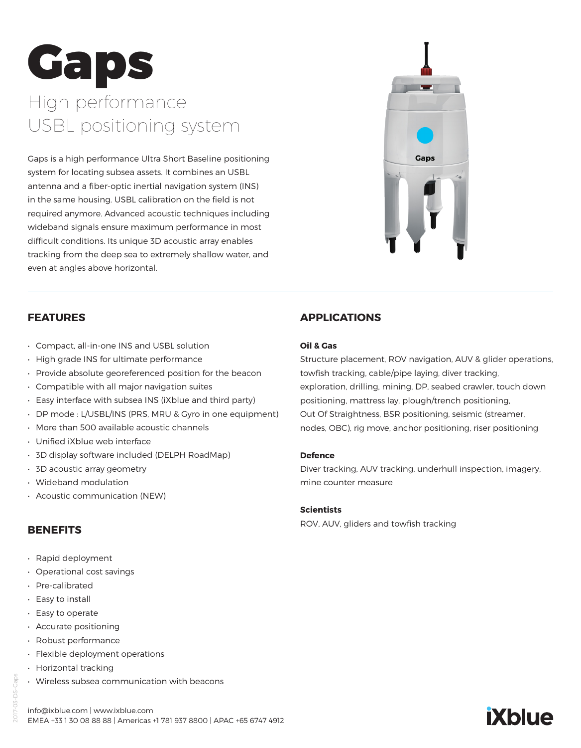# Gaps

## High performance USBL positioning system

Gaps is a high performance Ultra Short Baseline positioning system for locating subsea assets. It combines an USBL antenna and a fiber-optic inertial navigation system (INS) in the same housing. USBL calibration on the field is not required anymore. Advanced acoustic techniques including wideband signals ensure maximum performance in most difficult conditions. Its unique 3D acoustic array enables tracking from the deep sea to extremely shallow water, and even at angles above horizontal.

## FEATURES

- Compact, all-in-one INS and USBL solution
- High grade INS for ultimate performance
- Provide absolute georeferenced position for the beacon
- Compatible with all major navigation suites
- Easy interface with subsea INS (iXblue and third party)
- DP mode : L/USBL/INS (PRS, MRU & Gyro in one equipment)
- More than 500 available acoustic channels
- Unified iXblue web interface
- 3D display software included (DELPH RoadMap)
- 3D acoustic array geometry
- Wideband modulation
- Acoustic communication (NEW)

## BENEFITS

- Rapid deployment
- Operational cost savings
- Pre-calibrated
- Easy to install
- Easy to operate
- Accurate positioning
- Robust performance
- Flexible deployment operations
- Horizontal tracking
- Wireless subsea communication with beacons

## APPLICATIONS

**Oil & Gas**

Structure placement, ROV navigation, AUV & glider operations, towfish tracking, cable/pipe laying, diver tracking, exploration, drilling, mining, DP, seabed crawler, touch down positioning, mattress lay, plough/trench positioning, Out Of Straightness, BSR positioning, seismic (streamer, nodes, OBC), rig move, anchor positioning, riser positioning

**Defence**

Diver tracking, AUV tracking, underhull inspection, imagery, mine counter measure

**Scientists**

ROV, AUV, gliders and towfish tracking

info@ixblue.com | www.ixblue.com
EMEA +33 1 30 08 88 88 | Americas +1 781 937 8800 | APAC +65 6747 4912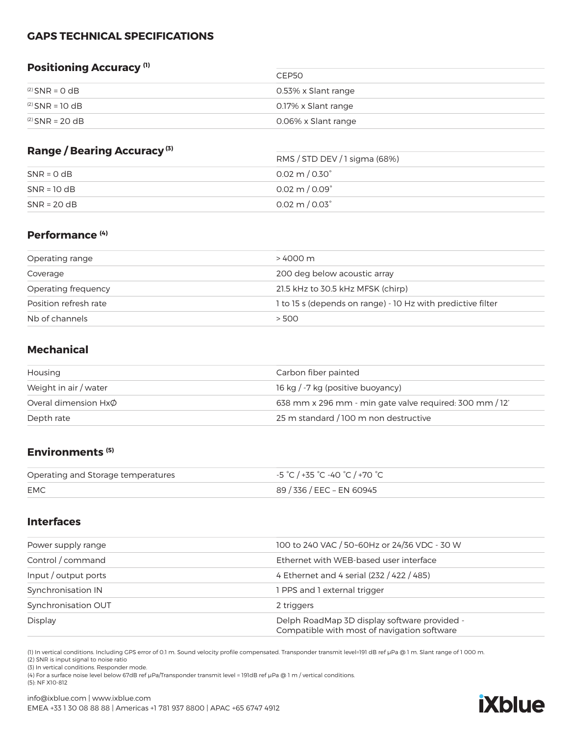## GAPS TECHNICAL SPECIFICATIONS

### Positioning Accuracy [1]

| | CEP50 |
|---|---|
| [2] SNR = 0 dB | 0.53% x Slant range |
| [2] SNR = 10 dB | 0.17% x Slant range |
| [2] SNR = 20 dB | 0.06% x Slant range |

### Range / Bearing Accuracy [3]

| | RMS / STD DEV / 1 sigma (68%) |
|---|---|
| SNR = 0 dB | 0.02 m / 0.30˚ |
| SNR = 10 dB | 0.02 m / 0.09˚ |
| SNR = 20 dB | 0.02 m / 0.03˚ |

### Performance [4]

| | |
|---|---|
| Operating range | > 4000 m |
| Coverage | 200 deg below acoustic array |
| Operating frequency | 21.5 kHz to 30.5 kHz MFSK (chirp) |
| Position refresh rate | 1 to 15 s (depends on range) - 10 Hz with predictive filter |
| Nb of channels | > 500 |

### Mechanical

| | |
|---|---|
| Housing | Carbon fiber painted |
| Weight in air / water | 16 kg / -7 kg (positive buoyancy) |
| Overal dimension HxØ | 638 mm x 296 mm - min gate valve required: 300 mm / 12' |
| Depth rate | 25 m standard / 100 m non destructive |

### Environments [5]

| | |
|---|---|
| Operating and Storage temperatures | -5 ˚C / +35 ˚C -40 ˚C / +70 ˚C |
| EMC | 89 / 336 / EEC – EN 60945 |

### Interfaces

| | |
|---|---|
| Power supply range | 100 to 240 VAC / 50~60Hz or 24/36 VDC - 30 W |
| Control / command | Ethernet with WEB-based user interface |
| Input / output ports | 4 Ethernet and 4 serial (232 / 422 / 485) |
| Synchronisation IN | 1 PPS and 1 external trigger |
| Synchronisation OUT | 2 triggers |
| Display | Delph RoadMap 3D display software provided - Compatible with most of navigation software |

(1) In vertical conditions. Including GPS error of 0.1 m. Sound velocity profile compensated. Transponder transmit level=191 dB ref μPa @ 1 m. Slant range of 1 000 m.
(2) SNR is input signal to noise ratio
(3) In vertical conditions. Responder mode.
(4) For a surface noise level below 67dB ref μPa/Transponder transmit level = 191dB ref μPa @ 1 m / vertical conditions.
(5): NF X10-812

info@ixblue.com | www.ixblue.com
EMEA +33 1 30 08 88 88 | Americas +1 781 937 8800 | APAC +65 6747 4912

iXblue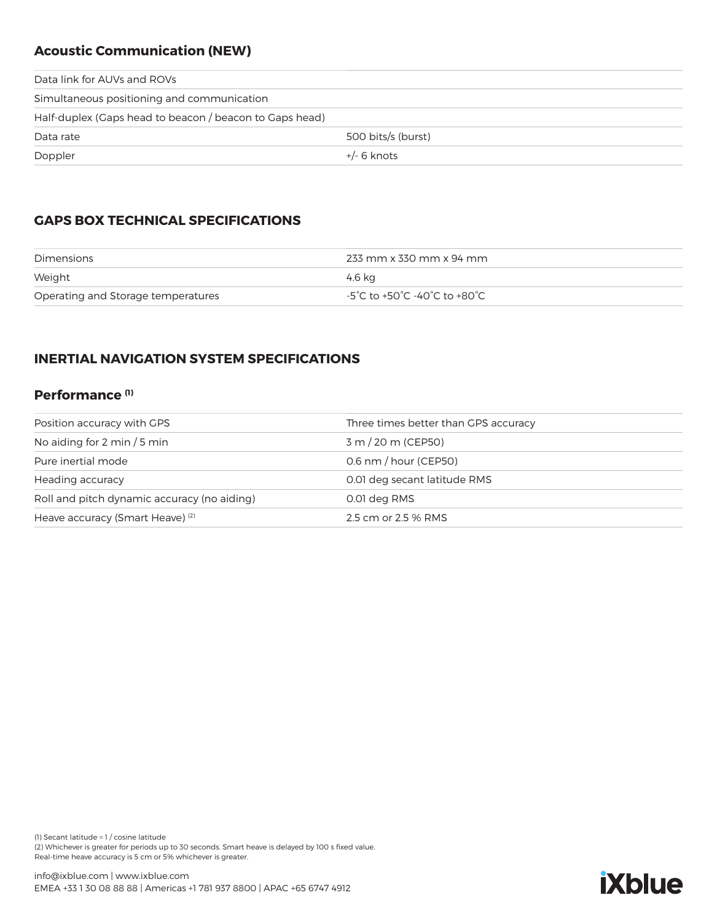## Acoustic Communication (NEW)

| | |
|---|---|
| Data link for AUVs and ROVs | |
| Simultaneous positioning and communication | |
| Half-duplex (Gaps head to beacon / beacon to Gaps head) | |
| Data rate | 500 bits/s (burst) |
| Doppler | +/- 6 knots |

## GAPS BOX TECHNICAL SPECIFICATIONS

| | |
|---|---|
| Dimensions | 233 mm x 330 mm x 94 mm |
| Weight | 4.6 kg |
| Operating and Storage temperatures | -5˚C to +50˚C -40˚C to +80˚C |

## INERTIAL NAVIGATION SYSTEM SPECIFICATIONS

### Performance [1]

| | |
|---|---|
| Position accuracy with GPS | Three times better than GPS accuracy |
| No aiding for 2 min / 5 min | 3 m / 20 m (CEP50) |
| Pure inertial mode | 0.6 nm / hour (CEP50) |
| Heading accuracy | 0.01 deg secant latitude RMS |
| Roll and pitch dynamic accuracy (no aiding) | 0.01 deg RMS |
| Heave accuracy (Smart Heave) [2] | 2.5 cm or 2.5 % RMS |

(1) Secant latitude = 1 / cosine latitude
(2) Whichever is greater for periods up to 30 seconds. Smart heave is delayed by 100 s fixed value.
Real-time heave accuracy is 5 cm or 5% whichever is greater.

info@ixblue.com | www.ixblue.com
EMEA +33 1 30 08 88 88 | Americas +1 781 937 8800 | APAC +65 6747 4912

iXblue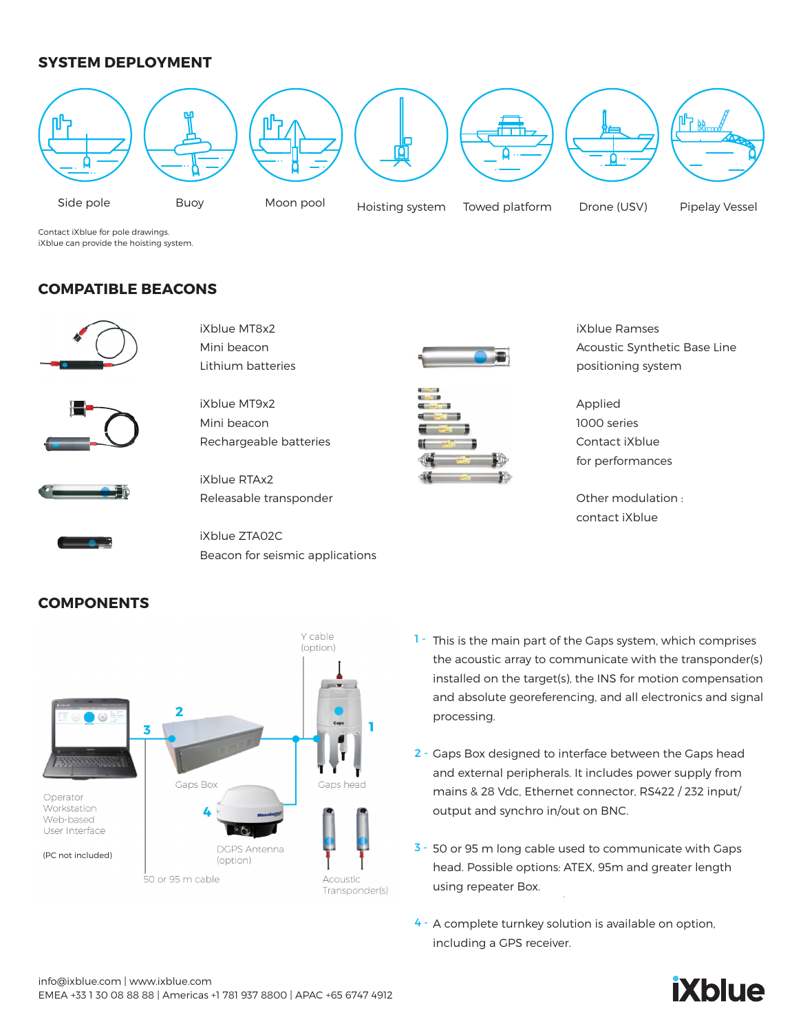## SYSTEM DEPLOYMENT

Side pole

Buoy

Moon pool

Hoisting system

Towed platform

Drone (USV)

Pipelay Vessel

Contact iXblue for pole drawings.
iXblue can provide the hoisting system.

## COMPATIBLE BEACONS

iXblue MT8x2
Mini beacon
Lithium batteries

iXblue MT9x2
Mini beacon
Rechargeable batteries

iXblue RTAx2
Releasable transponder

iXblue ZTA02C
Beacon for seismic applications

iXblue Ramses
Acoustic Synthetic Base Line
positioning system

Applied
1000 series
Contact iXblue
for performances

Other modulation :
contact iXblue

## COMPONENTS

Y cable
(option)

Operator
Workstation
Web-based
User Interface

(PC not included)

Gaps Box

Gaps head

DGPS Antenna
(option)

50 or 95 m cable

Acoustic
Transponder(s)

1 - This is the main part of the Gaps system, which comprises the acoustic array to communicate with the transponder(s) installed on the target(s), the INS for motion compensation and absolute georeferencing, and all electronics and signal processing.

2 - Gaps Box designed to interface between the Gaps head and external peripherals. It includes power supply from mains & 28 Vdc, Ethernet connector, RS422 / 232 input/output and synchro in/out on BNC.

3 - 50 or 95 m long cable used to communicate with Gaps head. Possible options: ATEX, 95m and greater length using repeater Box.

4 - A complete turnkey solution is available on option, including a GPS receiver.

info@ixblue.com | www.ixblue.com
EMEA +33 1 30 08 88 88 | Americas +1 781 937 8800 | APAC +65 6747 4912

iXblue